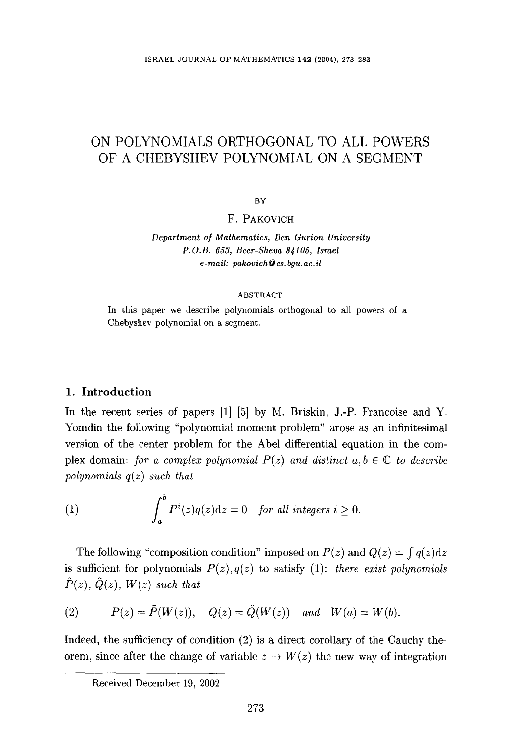# ON POLYNOMIALS ORTHOGONAL TO ALL POWERS OF A CHEBYSHEV POLYNOMIAL ON A SEGMENT

BY

F. PAKOVICH

*Department of Mathematics, Ben Gurion University*
*P.O.B. 653, Beer-Sheva 84105, Israel*
*e-mail: pakovich@cs.bgu.ac.il*

ABSTRACT

In this paper we describe polynomials orthogonal to all powers of a Chebyshev polynomial on a segment.

## 1. Introduction

In the recent series of papers [1]–[5] by M. Briskin, J.-P. Francoise and Y. Yomdin the following "polynomial moment problem" arose as an infinitesimal version of the center problem for the Abel differential equation in the complex domain: *for a complex polynomial $P(z)$ and distinct $a, b \in \mathbb{C}$ to describe polynomials $q(z)$ such that*

$$\int_a^b P^i(z)q(z)\mathrm{d}z = 0 \quad \textit{for all integers } i \geq 0. \tag{1}$$

The following "composition condition" imposed on $P(z)$ and $Q(z) = \int q(z)\mathrm{d}z$ is sufficient for polynomials $P(z), q(z)$ to satisfy (1): *there exist polynomials $\tilde{P}(z)$, $\tilde{Q}(z)$, $W(z)$ such that*

$$P(z) = \tilde{P}(W(z)), \quad Q(z) = \tilde{Q}(W(z)) \quad \textit{and} \quad W(a) = W(b). \tag{2}$$

Indeed, the sufficiency of condition (2) is a direct corollary of the Cauchy theorem, since after the change of variable $z \to W(z)$ the new way of integration

Received December 19, 2002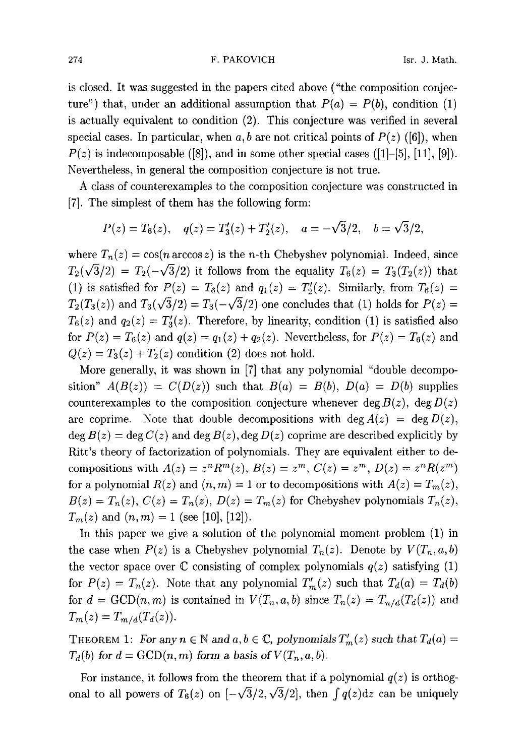is closed. It was suggested in the papers cited above ("the composition conjecture") that, under an additional assumption that $P(a) = P(b)$, condition (1) is actually equivalent to condition (2). This conjecture was verified in several special cases. In particular, when $a, b$ are not critical points of $P(z)$ ([6]), when $P(z)$ is indecomposable ([8]), and in some other special cases ([1]-[5], [11], [9]). Nevertheless, in general the composition conjecture is not true.

A class of counterexamples to the composition conjecture was constructed in [7]. The simplest of them has the following form:

$$P(z) = T_6(z), \quad q(z) = T_3'(z) + T_2'(z), \quad a = -\sqrt{3}/2, \quad b = \sqrt{3}/2,$$

where $T_n(z) = \cos(n \arccos z)$ is the $n$-th Chebyshev polynomial. Indeed, since $T_2(\sqrt{3}/2) = T_2(-\sqrt{3}/2)$ it follows from the equality $T_6(z) = T_3(T_2(z))$ that (1) is satisfied for $P(z) = T_6(z)$ and $q_1(z) = T_2'(z)$. Similarly, from $T_6(z) = T_2(T_3(z))$ and $T_3(\sqrt{3}/2) = T_3(-\sqrt{3}/2)$ one concludes that (1) holds for $P(z) = T_6(z)$ and $q_2(z) = T_3'(z)$. Therefore, by linearity, condition (1) is satisfied also for $P(z) = T_6(z)$ and $q(z) = q_1(z) + q_2(z)$. Nevertheless, for $P(z) = T_6(z)$ and $Q(z) = T_3(z) + T_2(z)$ condition (2) does not hold.

More generally, it was shown in [7] that any polynomial "double decomposition" $A(B(z)) = C(D(z))$ such that $B(a) = B(b)$, $D(a) = D(b)$ supplies counterexamples to the composition conjecture whenever $\deg B(z)$, $\deg D(z)$ are coprime. Note that double decompositions with $\deg A(z) = \deg D(z)$, $\deg B(z) = \deg C(z)$ and $\deg B(z), \deg D(z)$ coprime are described explicitly by Ritt's theory of factorization of polynomials. They are equivalent either to decompositions with $A(z) = z^n R^m(z)$, $B(z) = z^m$, $C(z) = z^m$, $D(z) = z^n R(z^m)$ for a polynomial $R(z)$ and $(n, m) = 1$ or to decompositions with $A(z) = T_m(z)$, $B(z) = T_n(z)$, $C(z) = T_n(z)$, $D(z) = T_m(z)$ for Chebyshev polynomials $T_n(z)$, $T_m(z)$ and $(n, m) = 1$ (see [10], [12]).

In this paper we give a solution of the polynomial moment problem (1) in the case when $P(z)$ is a Chebyshev polynomial $T_n(z)$. Denote by $V(T_n, a, b)$ the vector space over $\mathbb{C}$ consisting of complex polynomials $q(z)$ satisfying (1) for $P(z) = T_n(z)$. Note that any polynomial $T_m'(z)$ such that $T_d(a) = T_d(b)$ for $d = \text{GCD}(n, m)$ is contained in $V(T_n, a, b)$ since $T_n(z) = T_{n/d}(T_d(z))$ and $T_m(z) = T_{m/d}(T_d(z))$.

THEOREM 1: *For any $n \in \mathbb{N}$ and $a, b \in \mathbb{C}$, polynomials $T_m'(z)$ such that $T_d(a) = T_d(b)$ for $d = \text{GCD}(n, m)$ form a basis of $V(T_n, a, b)$.*

For instance, it follows from the theorem that if a polynomial $q(z)$ is orthogonal to all powers of $T_6(z)$ on $[-\sqrt{3}/2, \sqrt{3}/2]$, then $\int q(z)\mathrm{d}z$ can be uniquely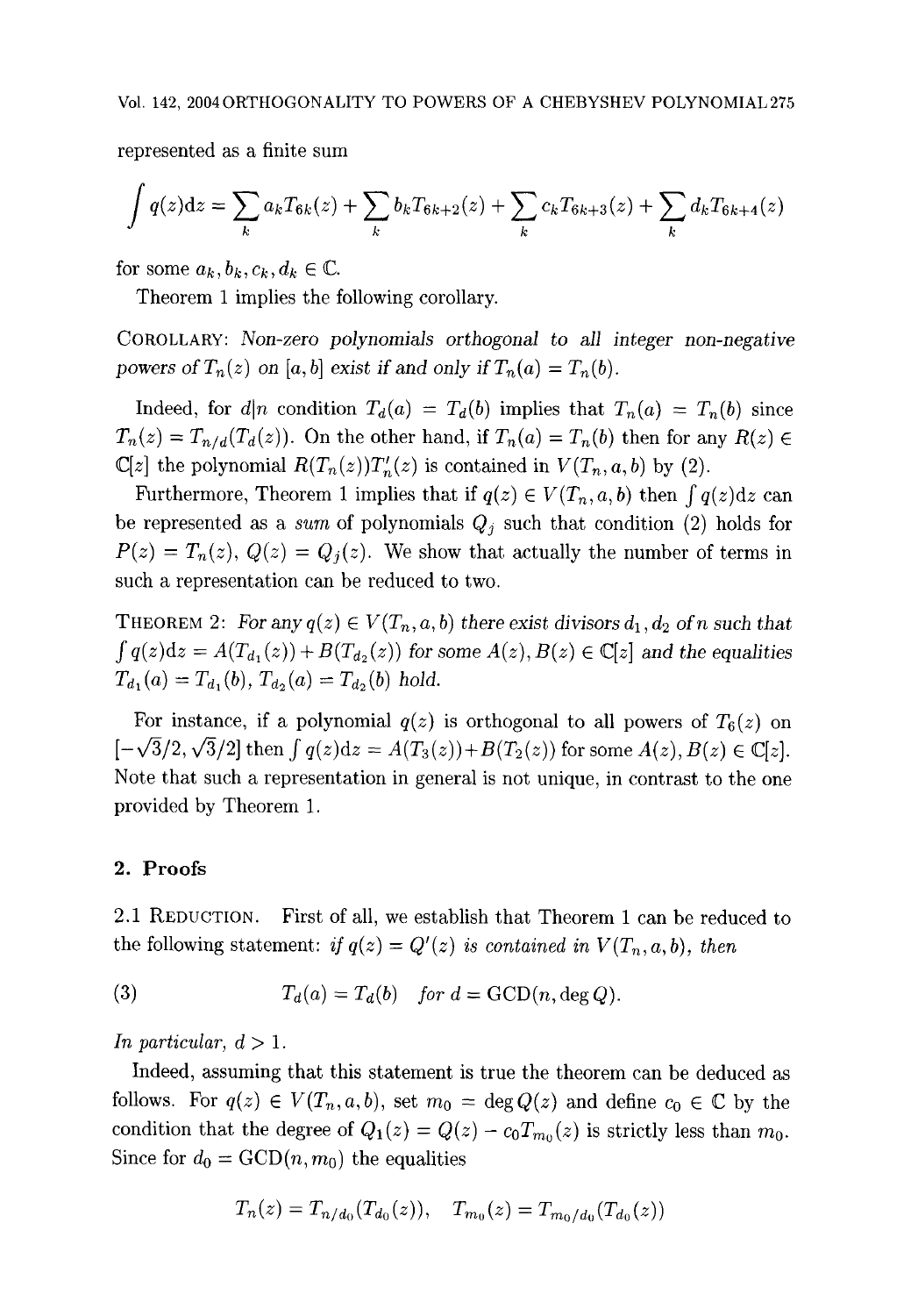represented as a finite sum

$$\int q(z)\mathrm{d}z = \sum_k a_k T_{6k}(z) + \sum_k b_k T_{6k+2}(z) + \sum_k c_k T_{6k+3}(z) + \sum_k d_k T_{6k+4}(z)$$

for some $a_k, b_k, c_k, d_k \in \mathbb{C}$.

Theorem 1 implies the following corollary.

COROLLARY: *Non-zero polynomials orthogonal to all integer non-negative powers of $T_n(z)$ on $[a,b]$ exist if and only if $T_n(a) = T_n(b)$.*

Indeed, for $d|n$ condition $T_d(a) = T_d(b)$ implies that $T_n(a) = T_n(b)$ since $T_n(z) = T_{n/d}(T_d(z))$. On the other hand, if $T_n(a) = T_n(b)$ then for any $R(z) \in \mathbb{C}[z]$ the polynomial $R(T_n(z))T_n'(z)$ is contained in $V(T_n, a, b)$ by (2).

Furthermore, Theorem 1 implies that if $q(z) \in V(T_n, a, b)$ then $\int q(z)\mathrm{d}z$ can be represented as a *sum* of polynomials $Q_j$ such that condition (2) holds for $P(z) = T_n(z)$, $Q(z) = Q_j(z)$. We show that actually the number of terms in such a representation can be reduced to two.

THEOREM 2: *For any $q(z) \in V(T_n, a, b)$ there exist divisors $d_1, d_2$ of $n$ such that $\int q(z)\mathrm{d}z = A(T_{d_1}(z)) + B(T_{d_2}(z))$ for some $A(z), B(z) \in \mathbb{C}[z]$ and the equalities $T_{d_1}(a) = T_{d_1}(b)$, $T_{d_2}(a) = T_{d_2}(b)$ hold.*

For instance, if a polynomial $q(z)$ is orthogonal to all powers of $T_6(z)$ on $[-\sqrt{3}/2, \sqrt{3}/2]$ then $\int q(z)\mathrm{d}z = A(T_3(z)) + B(T_2(z))$ for some $A(z), B(z) \in \mathbb{C}[z]$. Note that such a representation in general is not unique, in contrast to the one provided by Theorem 1.

## 2. Proofs

2.1 REDUCTION. First of all, we establish that Theorem 1 can be reduced to the following statement: *if $q(z) = Q'(z)$ is contained in $V(T_n, a, b)$, then*

$$T_d(a) = T_d(b) \quad \text{for } d = \mathrm{GCD}(n, \deg Q). \tag{3}$$

*In particular, $d > 1$.*

Indeed, assuming that this statement is true the theorem can be deduced as follows. For $q(z) \in V(T_n, a, b)$, set $m_0 = \deg Q(z)$ and define $c_0 \in \mathbb{C}$ by the condition that the degree of $Q_1(z) = Q(z) - c_0 T_{m_0}(z)$ is strictly less than $m_0$. Since for $d_0 = \mathrm{GCD}(n, m_0)$ the equalities

$$T_n(z) = T_{n/d_0}(T_{d_0}(z)), \quad T_{m_0}(z) = T_{m_0/d_0}(T_{d_0}(z))$$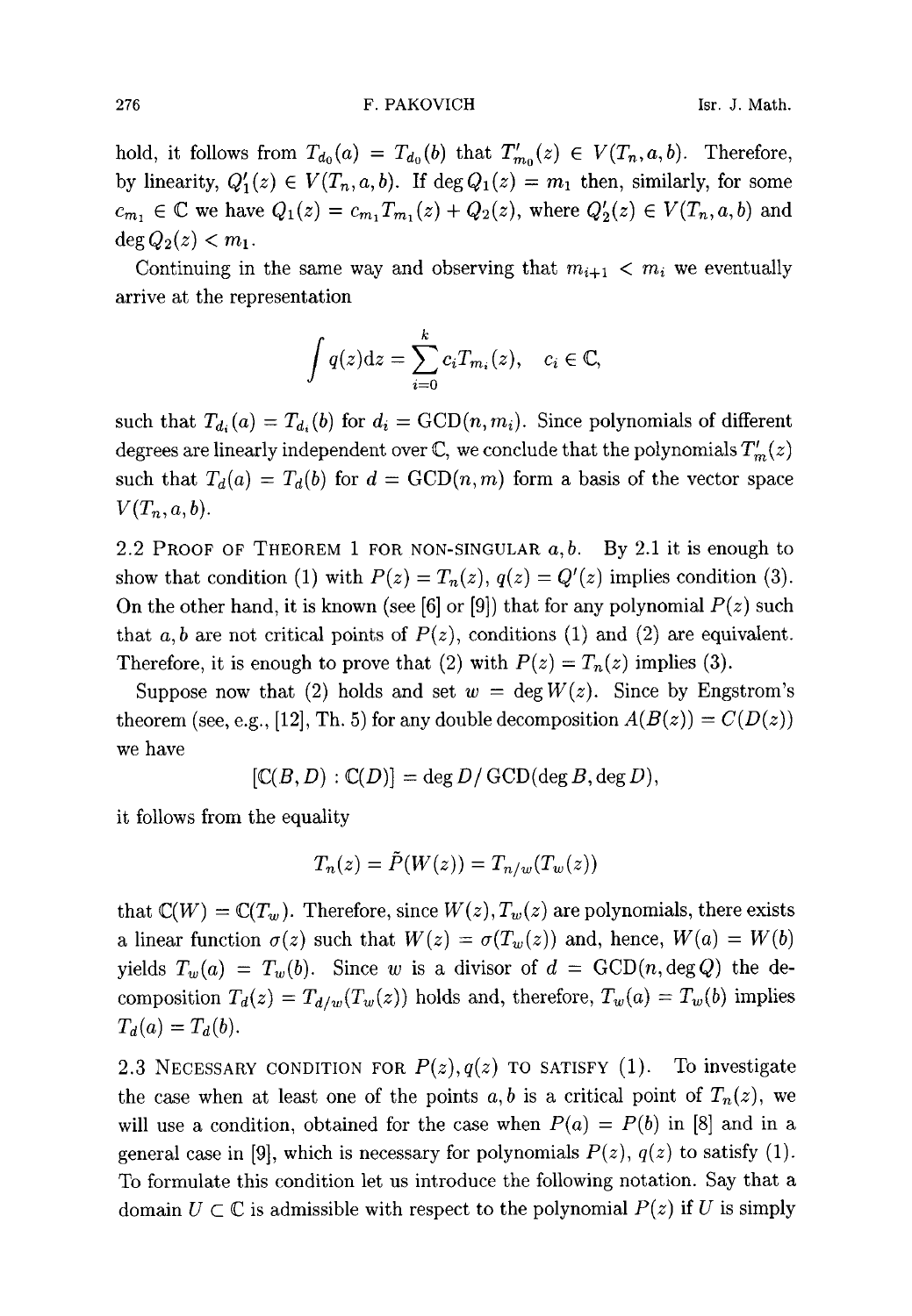hold, it follows from $T_{d_0}(a) = T_{d_0}(b)$ that $T'_{m_0}(z) \in V(T_n, a, b)$. Therefore, by linearity, $Q'_1(z) \in V(T_n, a, b)$. If $\deg Q_1(z) = m_1$ then, similarly, for some $c_{m_1} \in \mathbb{C}$ we have $Q_1(z) = c_{m_1} T_{m_1}(z) + Q_2(z)$, where $Q'_2(z) \in V(T_n, a, b)$ and $\deg Q_2(z) < m_1$.

Continuing in the same way and observing that $m_{i+1} < m_i$ we eventually arrive at the representation

$$\int q(z) \mathrm{d}z = \sum_{i=0}^{k} c_i T_{m_i}(z), \quad c_i \in \mathbb{C},$$

such that $T_{d_i}(a) = T_{d_i}(b)$ for $d_i = \mathrm{GCD}(n, m_i)$. Since polynomials of different degrees are linearly independent over $\mathbb{C}$, we conclude that the polynomials $T'_m(z)$ such that $T_d(a) = T_d(b)$ for $d = \mathrm{GCD}(n, m)$ form a basis of the vector space $V(T_n, a, b)$.

**2.2 Proof of Theorem 1 for non-singular $a, b$.** By 2.1 it is enough to show that condition (1) with $P(z) = T_n(z)$, $q(z) = Q'(z)$ implies condition (3). On the other hand, it is known (see [6] or [9]) that for any polynomial $P(z)$ such that $a, b$ are not critical points of $P(z)$, conditions (1) and (2) are equivalent. Therefore, it is enough to prove that (2) with $P(z) = T_n(z)$ implies (3).

Suppose now that (2) holds and set $w = \deg W(z)$. Since by Engstrom's theorem (see, e.g., [12], Th. 5) for any double decomposition $A(B(z)) = C(D(z))$ we have

$$[\mathbb{C}(B, D) : \mathbb{C}(D)] = \deg D / \mathrm{GCD}(\deg B, \deg D),$$

it follows from the equality

$$T_n(z) = \tilde{P}(W(z)) = T_{n/w}(T_w(z))$$

that $\mathbb{C}(W) = \mathbb{C}(T_w)$. Therefore, since $W(z), T_w(z)$ are polynomials, there exists a linear function $\sigma(z)$ such that $W(z) = \sigma(T_w(z))$ and, hence, $W(a) = W(b)$ yields $T_w(a) = T_w(b)$. Since $w$ is a divisor of $d = \mathrm{GCD}(n, \deg Q)$ the decomposition $T_d(z) = T_{d/w}(T_w(z))$ holds and, therefore, $T_w(a) = T_w(b)$ implies $T_d(a) = T_d(b)$.

**2.3 Necessary condition for $P(z), q(z)$ to satisfy (1).** To investigate the case when at least one of the points $a, b$ is a critical point of $T_n(z)$, we will use a condition, obtained for the case when $P(a) = P(b)$ in [8] and in a general case in [9], which is necessary for polynomials $P(z)$, $q(z)$ to satisfy (1). To formulate this condition let us introduce the following notation. Say that a domain $U \subset \mathbb{C}$ is admissible with respect to the polynomial $P(z)$ if $U$ is simply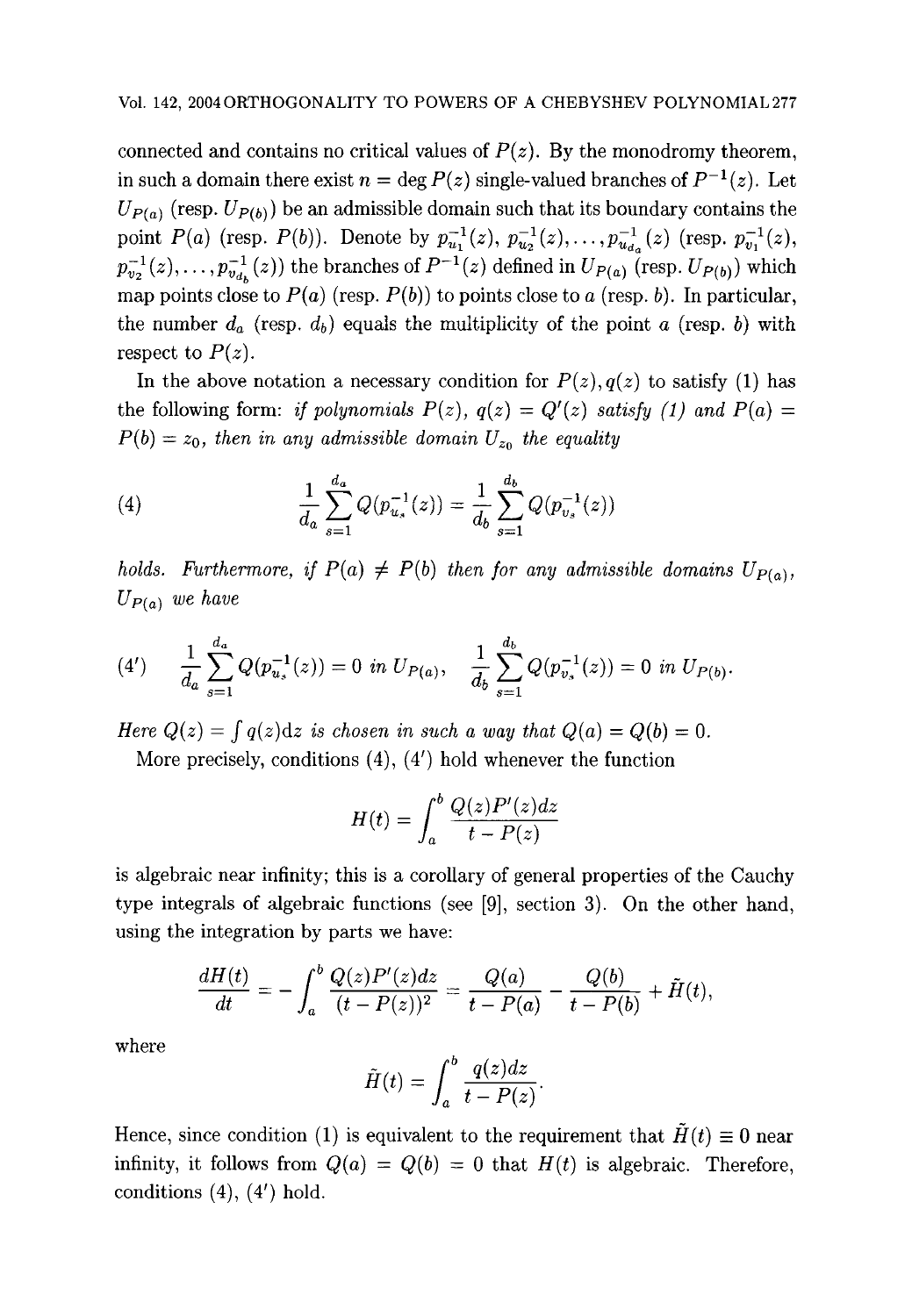connected and contains no critical values of $P(z)$. By the monodromy theorem, in such a domain there exist $n = \deg P(z)$ single-valued branches of $P^{-1}(z)$. Let $U_{P(a)}$ (resp. $U_{P(b)}$) be an admissible domain such that its boundary contains the point $P(a)$ (resp. $P(b)$). Denote by $p_{u_1}^{-1}(z), p_{u_2}^{-1}(z), \dots, p_{u_{d_a}}^{-1}(z)$ (resp. $p_{v_1}^{-1}(z), p_{v_2}^{-1}(z), \dots, p_{v_{d_b}}^{-1}(z)$) the branches of $P^{-1}(z)$ defined in $U_{P(a)}$ (resp. $U_{P(b)}$) which map points close to $P(a)$ (resp. $P(b)$) to points close to $a$ (resp. $b$). In particular, the number $d_a$ (resp. $d_b$) equals the multiplicity of the point $a$ (resp. $b$) with respect to $P(z)$.

In the above notation a necessary condition for $P(z), q(z)$ to satisfy (1) has the following form: *if polynomials $P(z)$, $q(z) = Q'(z)$ satisfy (1) and $P(a) = P(b) = z_0$, then in any admissible domain $U_{z_0}$ the equality*

$$\frac{1}{d_a}\sum_{s=1}^{d_a} Q(p_{u_s}^{-1}(z)) = \frac{1}{d_b}\sum_{s=1}^{d_b} Q(p_{v_s}^{-1}(z)) \tag{4}$$

*holds. Furthermore, if $P(a) \neq P(b)$ then for any admissible domains $U_{P(a)}$, $U_{P(a)}$ we have*

$$\frac{1}{d_a}\sum_{s=1}^{d_a} Q(p_{u_s}^{-1}(z)) = 0 \text{ in } U_{P(a)}, \quad \frac{1}{d_b}\sum_{s=1}^{d_b} Q(p_{v_s}^{-1}(z)) = 0 \text{ in } U_{P(b)}. \tag{4'}$$

*Here $Q(z) = \int q(z)\mathrm{d}z$ is chosen in such a way that $Q(a) = Q(b) = 0$.*

More precisely, conditions (4), (4') hold whenever the function

$$H(t) = \int_a^b \frac{Q(z)P'(z)dz}{t - P(z)}$$

is algebraic near infinity; this is a corollary of general properties of the Cauchy type integrals of algebraic functions (see [9], section 3). On the other hand, using the integration by parts we have:

$$\frac{dH(t)}{dt} = -\int_a^b \frac{Q(z)P'(z)dz}{(t - P(z))^2} = \frac{Q(a)}{t - P(a)} - \frac{Q(b)}{t - P(b)} + \tilde{H}(t),$$

where

$$\tilde{H}(t) = \int_a^b \frac{q(z)dz}{t - P(z)}.$$

Hence, since condition (1) is equivalent to the requirement that $\tilde{H}(t) \equiv 0$ near infinity, it follows from $Q(a) = Q(b) = 0$ that $H(t)$ is algebraic. Therefore, conditions (4), (4') hold.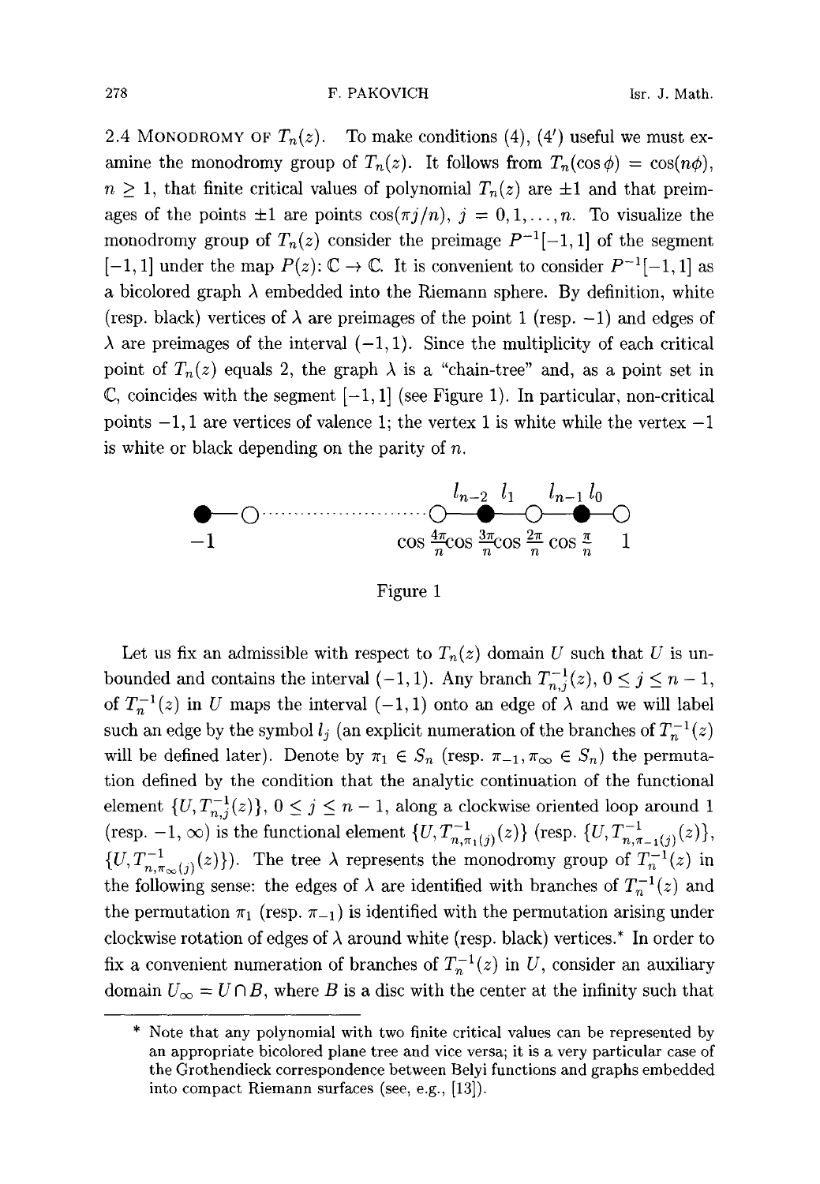2.4 Monodromy of $T_n(z)$. To make conditions (4), (4′) useful we must examine the monodromy group of $T_n(z)$. It follows from $T_n(\cos\phi) = \cos(n\phi)$, $n \geq 1$, that finite critical values of polynomial $T_n(z)$ are $\pm 1$ and that preimages of the points $\pm 1$ are points $\cos(\pi j/n)$, $j = 0, 1, \ldots, n$. To visualize the monodromy group of $T_n(z)$ consider the preimage $P^{-1}[-1,1]$ of the segment $[-1,1]$ under the map $P(z)\colon \mathbb{C} \to \mathbb{C}$. It is convenient to consider $P^{-1}[-1,1]$ as a bicolored graph $\lambda$ embedded into the Riemann sphere. By definition, white (resp. black) vertices of $\lambda$ are preimages of the point 1 (resp. $-1$) and edges of $\lambda$ are preimages of the interval $(-1,1)$. Since the multiplicity of each critical point of $T_n(z)$ equals 2, the graph $\lambda$ is a "chain-tree" and, as a point set in $\mathbb{C}$, coincides with the segment $[-1,1]$ (see Figure 1). In particular, non-critical points $-1, 1$ are vertices of valence 1; the vertex 1 is white while the vertex $-1$ is white or black depending on the parity of $n$.

Figure 1

Let us fix an admissible with respect to $T_n(z)$ domain $U$ such that $U$ is unbounded and contains the interval $(-1,1)$. Any branch $T_{n,j}^{-1}(z)$, $0 \leq j \leq n-1$, of $T_n^{-1}(z)$ in $U$ maps the interval $(-1,1)$ onto an edge of $\lambda$ and we will label such an edge by the symbol $l_j$ (an explicit numeration of the branches of $T_n^{-1}(z)$ will be defined later). Denote by $\pi_1 \in S_n$ (resp. $\pi_{-1}, \pi_\infty \in S_n$) the permutation defined by the condition that the analytic continuation of the functional element $\{U, T_{n,j}^{-1}(z)\}$, $0 \leq j \leq n-1$, along a clockwise oriented loop around 1 (resp. $-1$, $\infty$) is the functional element $\{U, T_{n,\pi_1(j)}^{-1}(z)\}$ (resp. $\{U, T_{n,\pi_{-1}(j)}^{-1}(z)\}$, $\{U, T_{n,\pi_\infty(j)}^{-1}(z)\}$). The tree $\lambda$ represents the monodromy group of $T_n^{-1}(z)$ in the following sense: the edges of $\lambda$ are identified with branches of $T_n^{-1}(z)$ and the permutation $\pi_1$ (resp. $\pi_{-1}$) is identified with the permutation arising under clockwise rotation of edges of $\lambda$ around white (resp. black) vertices.* In order to fix a convenient numeration of branches of $T_n^{-1}(z)$ in $U$, consider an auxiliary domain $U_\infty = U \cap B$, where $B$ is a disc with the center at the infinity such that

* Note that any polynomial with two finite critical values can be represented by an appropriate bicolored plane tree and vice versa; it is a very particular case of the Grothendieck correspondence between Belyi functions and graphs embedded into compact Riemann surfaces (see, e.g., [13]).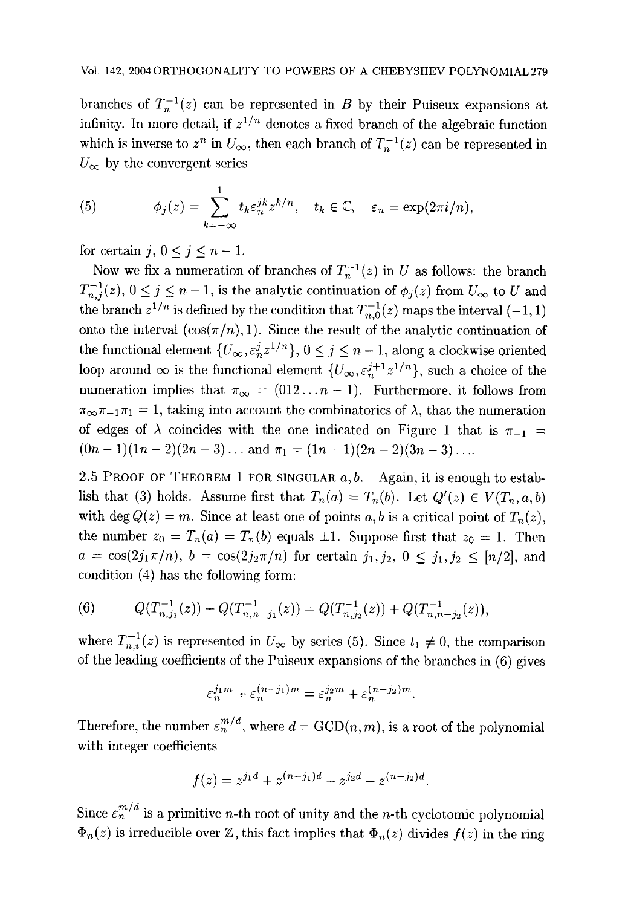branches of $T_n^{-1}(z)$ can be represented in $B$ by their Puiseux expansions at infinity. In more detail, if $z^{1/n}$ denotes a fixed branch of the algebraic function which is inverse to $z^n$ in $U_\infty$, then each branch of $T_n^{-1}(z)$ can be represented in $U_\infty$ by the convergent series

$$(5) \qquad \phi_j(z) = \sum_{k=-\infty}^{1} t_k \varepsilon_n^{jk} z^{k/n}, \quad t_k \in \mathbb{C}, \quad \varepsilon_n = \exp(2\pi i/n),$$

for certain $j$, $0 \le j \le n-1$.

Now we fix a numeration of branches of $T_n^{-1}(z)$ in $U$ as follows: the branch $T_{n,j}^{-1}(z)$, $0 \le j \le n-1$, is the analytic continuation of $\phi_j(z)$ from $U_\infty$ to $U$ and the branch $z^{1/n}$ is defined by the condition that $T_{n,0}^{-1}(z)$ maps the interval $(-1,1)$ onto the interval $(\cos(\pi/n), 1)$. Since the result of the analytic continuation of the functional element $\{U_\infty, \varepsilon_n^j z^{1/n}\}$, $0 \le j \le n-1$, along a clockwise oriented loop around $\infty$ is the functional element $\{U_\infty, \varepsilon_n^{j+1} z^{1/n}\}$, such a choice of the numeration implies that $\pi_\infty = (012\ldots n-1)$. Furthermore, it follows from $\pi_\infty \pi_{-1} \pi_1 = 1$, taking into account the combinatorics of $\lambda$, that the numeration of edges of $\lambda$ coincides with the one indicated on Figure 1 that is $\pi_{-1} = (0n-1)(1n-2)(2n-3)\ldots$ and $\pi_1 = (1n-1)(2n-2)(3n-3)\ldots$.

**2.5 Proof of Theorem 1 for singular $a, b$.** Again, it is enough to establish that (3) holds. Assume first that $T_n(a) = T_n(b)$. Let $Q'(z) \in V(T_n, a, b)$ with $\deg Q(z) = m$. Since at least one of points $a, b$ is a critical point of $T_n(z)$, the number $z_0 = T_n(a) = T_n(b)$ equals $\pm 1$. Suppose first that $z_0 = 1$. Then $a = \cos(2j_1\pi/n)$, $b = \cos(2j_2\pi/n)$ for certain $j_1, j_2$, $0 \le j_1, j_2 \le [n/2]$, and condition (4) has the following form:

$$(6) \qquad Q(T_{n,j_1}^{-1}(z)) + Q(T_{n,n-j_1}^{-1}(z)) = Q(T_{n,j_2}^{-1}(z)) + Q(T_{n,n-j_2}^{-1}(z)),$$

where $T_{n,i}^{-1}(z)$ is represented in $U_\infty$ by series (5). Since $t_1 \neq 0$, the comparison of the leading coefficients of the Puiseux expansions of the branches in (6) gives

$$\varepsilon_n^{j_1 m} + \varepsilon_n^{(n-j_1)m} = \varepsilon_n^{j_2 m} + \varepsilon_n^{(n-j_2)m}.$$

Therefore, the number $\varepsilon_n^{m/d}$, where $d = \mathrm{GCD}(n, m)$, is a root of the polynomial with integer coefficients

$$f(z) = z^{j_1 d} + z^{(n-j_1)d} - z^{j_2 d} - z^{(n-j_2)d}.$$

Since $\varepsilon_n^{m/d}$ is a primitive $n$-th root of unity and the $n$-th cyclotomic polynomial $\Phi_n(z)$ is irreducible over $\mathbb{Z}$, this fact implies that $\Phi_n(z)$ divides $f(z)$ in the ring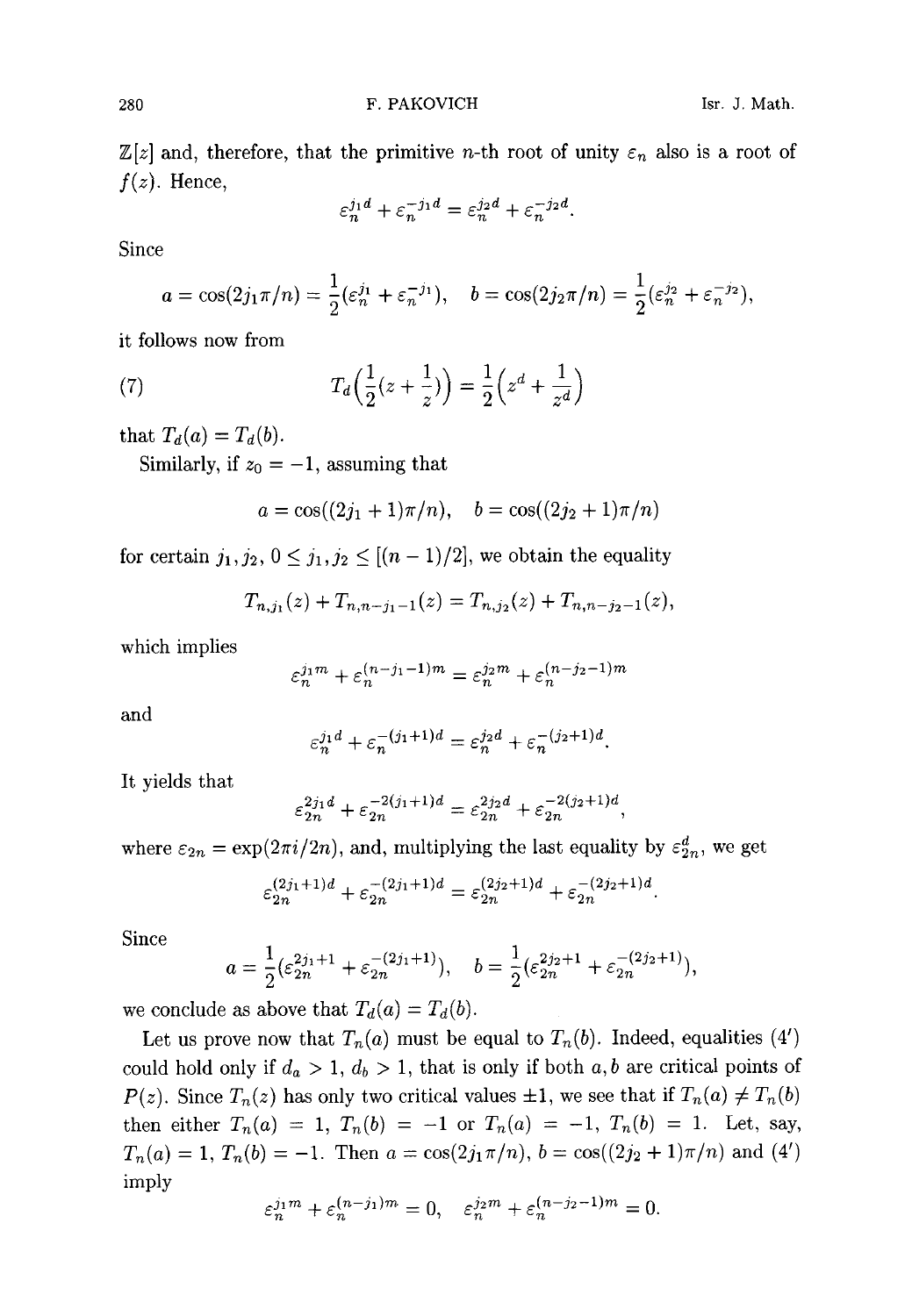$\mathbb{Z}[z]$ and, therefore, that the primitive $n$-th root of unity $\varepsilon_n$ also is a root of $f(z)$. Hence,

$$\varepsilon_n^{j_1 d} + \varepsilon_n^{-j_1 d} = \varepsilon_n^{j_2 d} + \varepsilon_n^{-j_2 d}.$$

Since

$$a = \cos(2j_1\pi/n) = \frac{1}{2}(\varepsilon_n^{j_1} + \varepsilon_n^{-j_1}), \quad b = \cos(2j_2\pi/n) = \frac{1}{2}(\varepsilon_n^{j_2} + \varepsilon_n^{-j_2}),$$

it follows now from

$$T_d\Big(\frac{1}{2}(z + \frac{1}{z})\Big) = \frac{1}{2}\Big(z^d + \frac{1}{z^d}\Big) \tag{7}$$

that $T_d(a) = T_d(b)$.

Similarly, if $z_0 = -1$, assuming that

$$a = \cos((2j_1 + 1)\pi/n), \quad b = \cos((2j_2 + 1)\pi/n)$$

for certain $j_1, j_2$, $0 \leq j_1, j_2 \leq [(n-1)/2]$, we obtain the equality

$$T_{n,j_1}(z) + T_{n,n-j_1-1}(z) = T_{n,j_2}(z) + T_{n,n-j_2-1}(z),$$

which implies

$$\varepsilon_n^{j_1 m} + \varepsilon_n^{(n-j_1-1)m} = \varepsilon_n^{j_2 m} + \varepsilon_n^{(n-j_2-1)m}$$

and

$$\varepsilon_n^{j_1 d} + \varepsilon_n^{-(j_1+1)d} = \varepsilon_n^{j_2 d} + \varepsilon_n^{-(j_2+1)d}.$$

It yields that

$$\varepsilon_{2n}^{2j_1 d} + \varepsilon_{2n}^{-2(j_1+1)d} = \varepsilon_{2n}^{2j_2 d} + \varepsilon_{2n}^{-2(j_2+1)d},$$

where $\varepsilon_{2n} = \exp(2\pi i/2n)$, and, multiplying the last equality by $\varepsilon_{2n}^d$, we get

$$\varepsilon_{2n}^{(2j_1+1)d} + \varepsilon_{2n}^{-(2j_1+1)d} = \varepsilon_{2n}^{(2j_2+1)d} + \varepsilon_{2n}^{-(2j_2+1)d}.$$

Since

$$a = \frac{1}{2}(\varepsilon_{2n}^{2j_1+1} + \varepsilon_{2n}^{-(2j_1+1)}), \quad b = \frac{1}{2}(\varepsilon_{2n}^{2j_2+1} + \varepsilon_{2n}^{-(2j_2+1)}),$$

we conclude as above that $T_d(a) = T_d(b)$.

Let us prove now that $T_n(a)$ must be equal to $T_n(b)$. Indeed, equalities (4′) could hold only if $d_a > 1$, $d_b > 1$, that is only if both $a, b$ are critical points of $P(z)$. Since $T_n(z)$ has only two critical values $\pm 1$, we see that if $T_n(a) \neq T_n(b)$ then either $T_n(a) = 1$, $T_n(b) = -1$ or $T_n(a) = -1$, $T_n(b) = 1$. Let, say, $T_n(a) = 1$, $T_n(b) = -1$. Then $a = \cos(2j_1\pi/n)$, $b = \cos((2j_2+1)\pi/n)$ and (4′) imply

$$\varepsilon_n^{j_1 m} + \varepsilon_n^{(n-j_1)m} = 0, \quad \varepsilon_n^{j_2 m} + \varepsilon_n^{(n-j_2-1)m} = 0.$$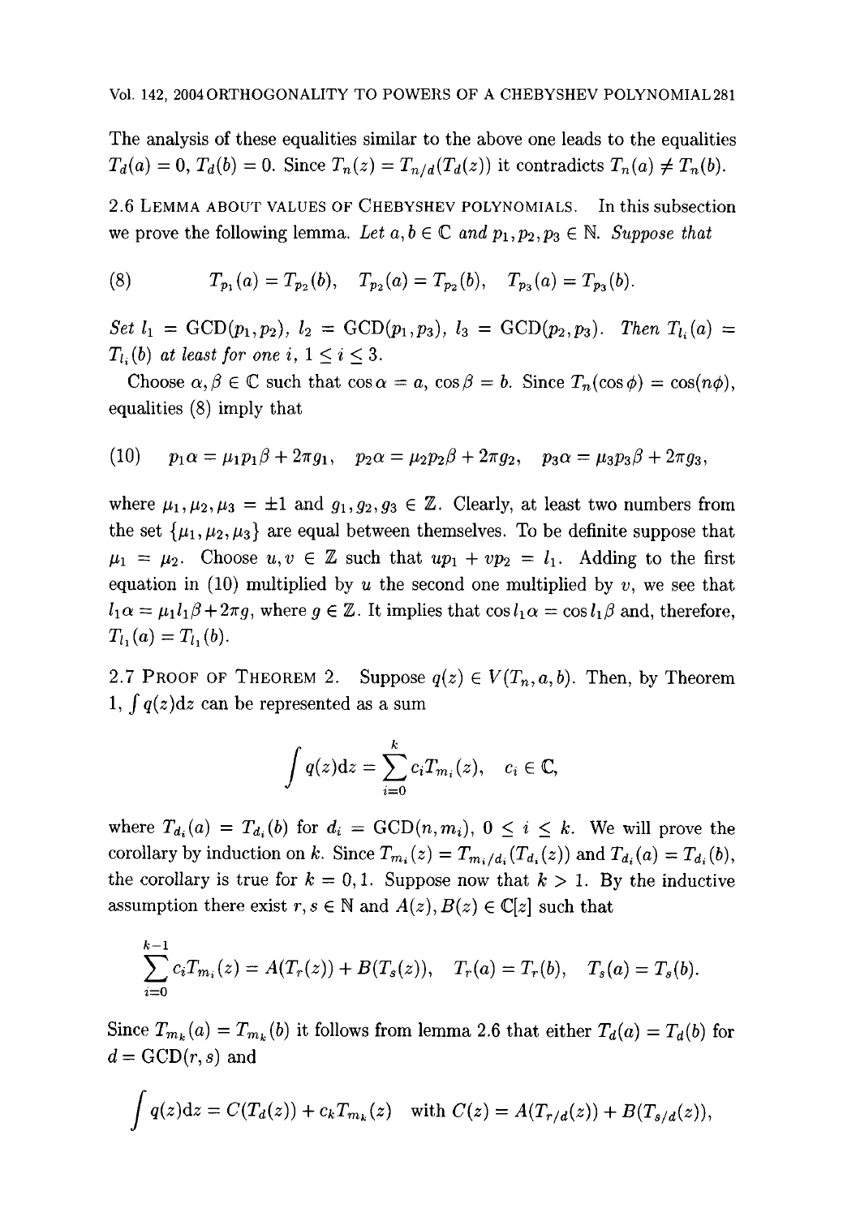The analysis of these equalities similar to the above one leads to the equalities $T_d(a) = 0$, $T_d(b) = 0$. Since $T_n(z) = T_{n/d}(T_d(z))$ it contradicts $T_n(a) \neq T_n(b)$.

2.6 Lemma about values of Chebyshev polynomials. In this subsection we prove the following lemma. *Let $a, b \in \mathbb{C}$ and $p_1, p_2, p_3 \in \mathbb{N}$. Suppose that*

$$(8) \qquad T_{p_1}(a) = T_{p_2}(b), \quad T_{p_2}(a) = T_{p_2}(b), \quad T_{p_3}(a) = T_{p_3}(b).$$

*Set $l_1 = \mathrm{GCD}(p_1, p_2)$, $l_2 = \mathrm{GCD}(p_1, p_3)$, $l_3 = \mathrm{GCD}(p_2, p_3)$. Then $T_{l_i}(a) = T_{l_i}(b)$ at least for one $i$, $1 \leq i \leq 3$.*

Choose $\alpha, \beta \in \mathbb{C}$ such that $\cos\alpha = a$, $\cos\beta = b$. Since $T_n(\cos\phi) = \cos(n\phi)$, equalities (8) imply that

$$(10) \quad p_1\alpha = \mu_1 p_1 \beta + 2\pi g_1, \quad p_2\alpha = \mu_2 p_2 \beta + 2\pi g_2, \quad p_3\alpha = \mu_3 p_3 \beta + 2\pi g_3,$$

where $\mu_1, \mu_2, \mu_3 = \pm 1$ and $g_1, g_2, g_3 \in \mathbb{Z}$. Clearly, at least two numbers from the set $\{\mu_1, \mu_2, \mu_3\}$ are equal between themselves. To be definite suppose that $\mu_1 = \mu_2$. Choose $u, v \in \mathbb{Z}$ such that $up_1 + vp_2 = l_1$. Adding to the first equation in (10) multiplied by $u$ the second one multiplied by $v$, we see that $l_1\alpha = \mu_1 l_1 \beta + 2\pi g$, where $g \in \mathbb{Z}$. It implies that $\cos l_1\alpha = \cos l_1\beta$ and, therefore, $T_{l_1}(a) = T_{l_1}(b)$.

2.7 Proof of Theorem 2. Suppose $q(z) \in V(T_n, a, b)$. Then, by Theorem 1, $\int q(z)\mathrm{d}z$ can be represented as a sum

$$\int q(z)\mathrm{d}z = \sum_{i=0}^{k} c_i T_{m_i}(z), \quad c_i \in \mathbb{C},$$

where $T_{d_i}(a) = T_{d_i}(b)$ for $d_i = \mathrm{GCD}(n, m_i)$, $0 \leq i \leq k$. We will prove the corollary by induction on $k$. Since $T_{m_i}(z) = T_{m_i/d_i}(T_{d_i}(z))$ and $T_{d_i}(a) = T_{d_i}(b)$, the corollary is true for $k = 0, 1$. Suppose now that $k > 1$. By the inductive assumption there exist $r, s \in \mathbb{N}$ and $A(z), B(z) \in \mathbb{C}[z]$ such that

$$\sum_{i=0}^{k-1} c_i T_{m_i}(z) = A(T_r(z)) + B(T_s(z)), \quad T_r(a) = T_r(b), \quad T_s(a) = T_s(b).$$

Since $T_{m_k}(a) = T_{m_k}(b)$ it follows from lemma 2.6 that either $T_d(a) = T_d(b)$ for $d = \mathrm{GCD}(r, s)$ and

$$\int q(z)\mathrm{d}z = C(T_d(z)) + c_k T_{m_k}(z) \quad \text{with } C(z) = A(T_{r/d}(z)) + B(T_{s/d}(z)),$$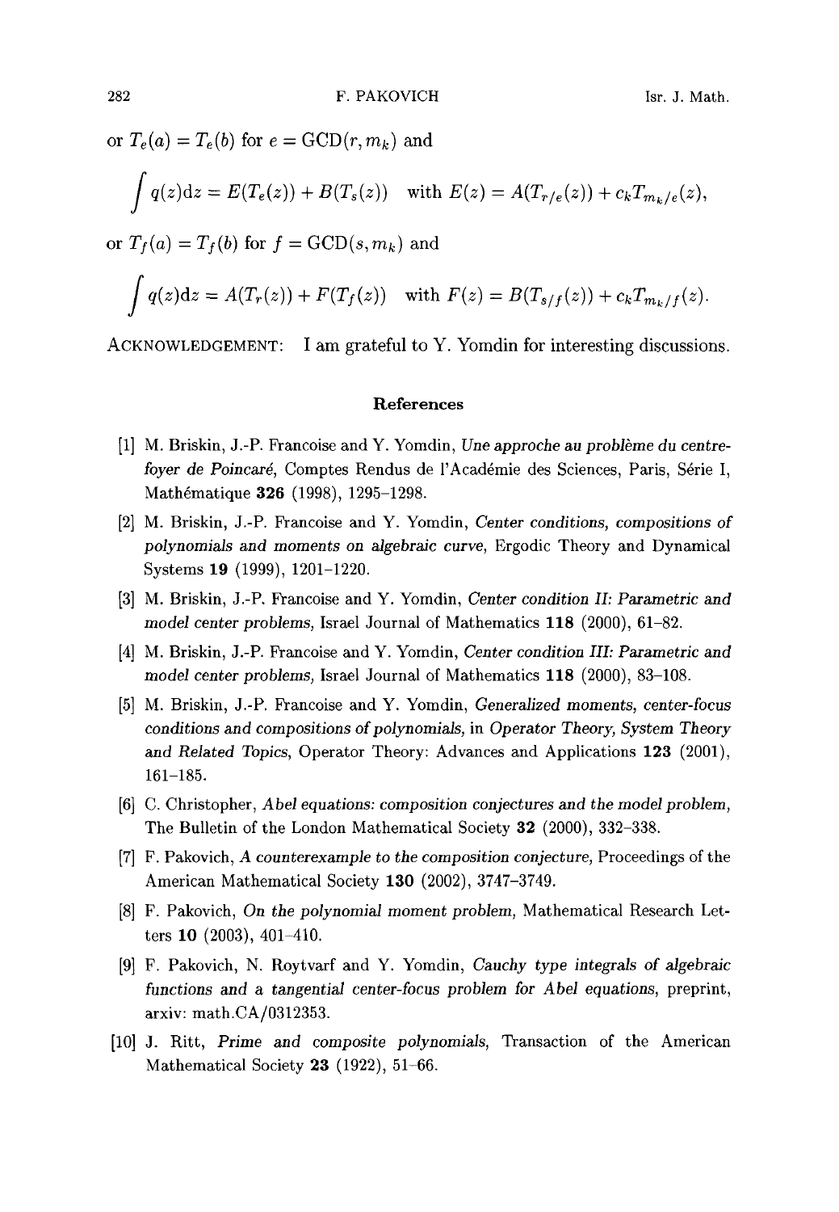or $T_e(a) = T_e(b)$ for $e = \mathrm{GCD}(r, m_k)$ and

$$\int q(z)\mathrm{d}z = E(T_e(z)) + B(T_s(z)) \quad \text{with } E(z) = A(T_{r/e}(z)) + c_k T_{m_k/e}(z),$$

or $T_f(a) = T_f(b)$ for $f = \mathrm{GCD}(s, m_k)$ and

$$\int q(z)\mathrm{d}z = A(T_r(z)) + F(T_f(z)) \quad \text{with } F(z) = B(T_{s/f}(z)) + c_k T_{m_k/f}(z).$$

ACKNOWLEDGEMENT: I am grateful to Y. Yomdin for interesting discussions.

## References

[1] M. Briskin, J.-P. Francoise and Y. Yomdin, *Une approche au problème du centre-foyer de Poincaré*, Comptes Rendus de l'Académie des Sciences, Paris, Série I, Mathématique **326** (1998), 1295–1298.

[2] M. Briskin, J.-P. Francoise and Y. Yomdin, *Center conditions, compositions of polynomials and moments on algebraic curve*, Ergodic Theory and Dynamical Systems **19** (1999), 1201–1220.

[3] M. Briskin, J.-P. Francoise and Y. Yomdin, *Center condition II: Parametric and model center problems*, Israel Journal of Mathematics **118** (2000), 61–82.

[4] M. Briskin, J.-P. Francoise and Y. Yomdin, *Center condition III: Parametric and model center problems*, Israel Journal of Mathematics **118** (2000), 83–108.

[5] M. Briskin, J.-P. Francoise and Y. Yomdin, *Generalized moments, center-focus conditions and compositions of polynomials*, in *Operator Theory, System Theory and Related Topics*, Operator Theory: Advances and Applications **123** (2001), 161–185.

[6] C. Christopher, *Abel equations: composition conjectures and the model problem*, The Bulletin of the London Mathematical Society **32** (2000), 332–338.

[7] F. Pakovich, *A counterexample to the composition conjecture*, Proceedings of the American Mathematical Society **130** (2002), 3747–3749.

[8] F. Pakovich, *On the polynomial moment problem*, Mathematical Research Letters **10** (2003), 401–410.

[9] F. Pakovich, N. Roytvarf and Y. Yomdin, *Cauchy type integrals of algebraic functions and a tangential center-focus problem for Abel equations*, preprint, arxiv: math.CA/0312353.

[10] J. Ritt, *Prime and composite polynomials*, Transaction of the American Mathematical Society **23** (1922), 51–66.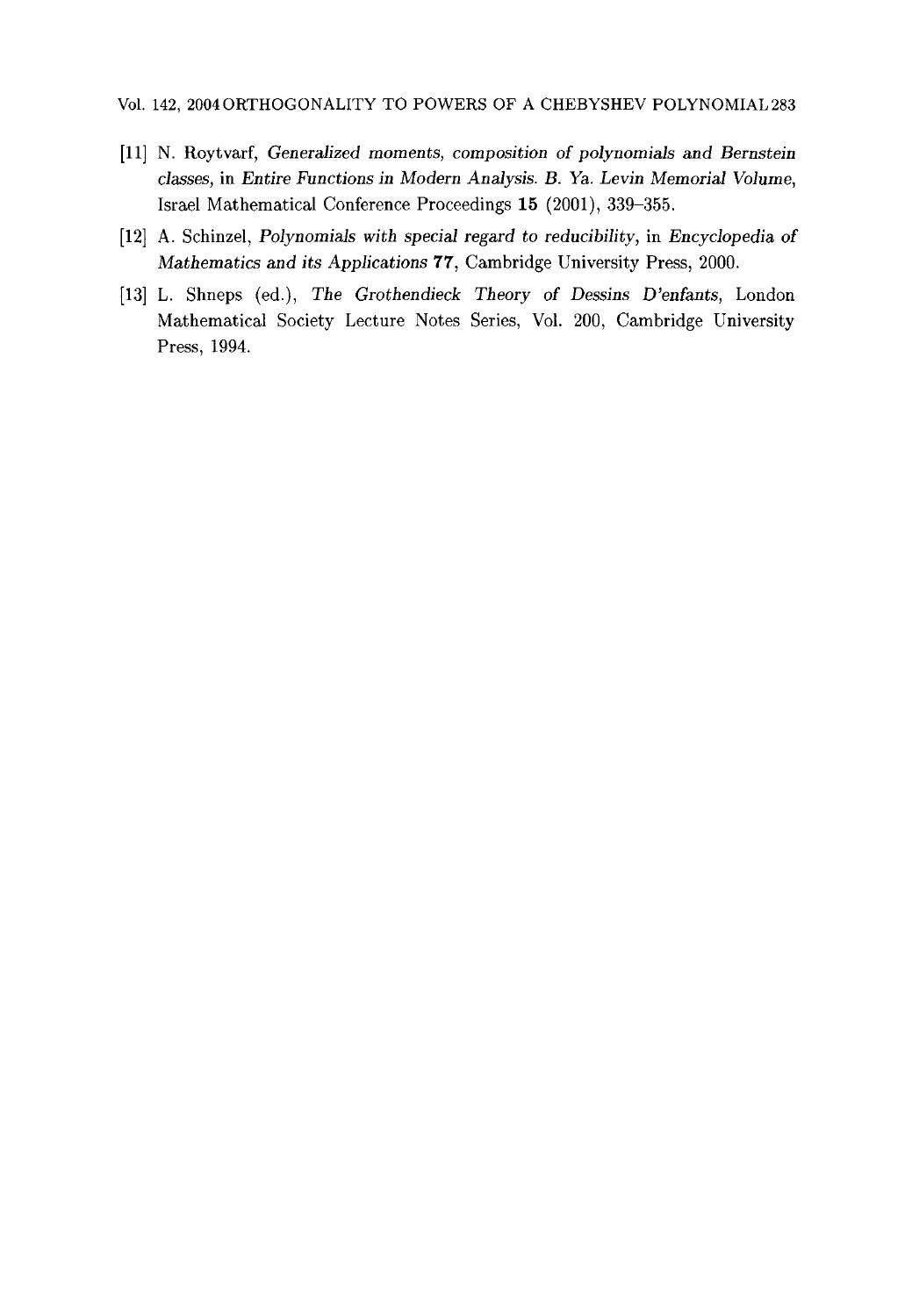[11] N. Roytvarf, *Generalized moments, composition of polynomials and Bernstein classes*, in *Entire Functions in Modern Analysis. B. Ya. Levin Memorial Volume*, Israel Mathematical Conference Proceedings **15** (2001), 339–355.

[12] A. Schinzel, *Polynomials with special regard to reducibility*, in *Encyclopedia of Mathematics and its Applications* **77**, Cambridge University Press, 2000.

[13] L. Shneps (ed.), *The Grothendieck Theory of Dessins D'enfants*, London Mathematical Society Lecture Notes Series, Vol. 200, Cambridge University Press, 1994.